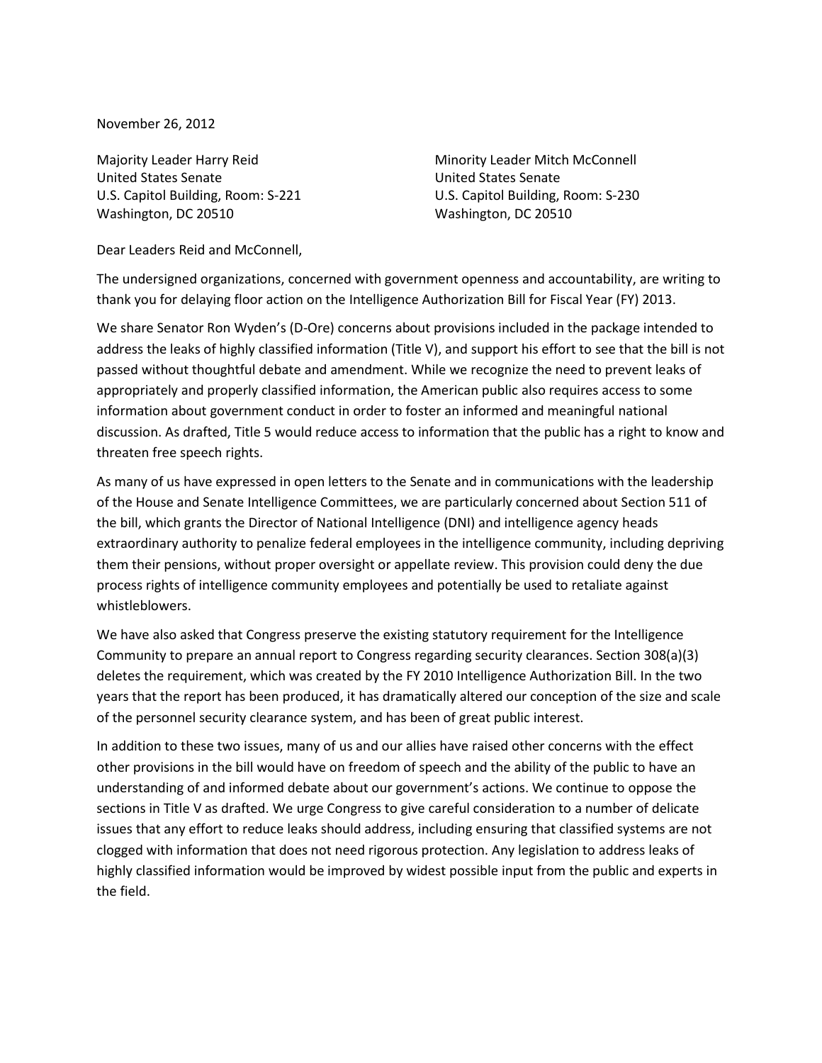November 26, 2012

Majority Leader Harry Reid
United States Senate
U.S. Capitol Building, Room: S-221
Washington, DC 20510

Minority Leader Mitch McConnell
United States Senate
U.S. Capitol Building, Room: S-230
Washington, DC 20510

Dear Leaders Reid and McConnell,

The undersigned organizations, concerned with government openness and accountability, are writing to thank you for delaying floor action on the Intelligence Authorization Bill for Fiscal Year (FY) 2013.

We share Senator Ron Wyden's (D-Ore) concerns about provisions included in the package intended to address the leaks of highly classified information (Title V), and support his effort to see that the bill is not passed without thoughtful debate and amendment. While we recognize the need to prevent leaks of appropriately and properly classified information, the American public also requires access to some information about government conduct in order to foster an informed and meaningful national discussion. As drafted, Title 5 would reduce access to information that the public has a right to know and threaten free speech rights.

As many of us have expressed in open letters to the Senate and in communications with the leadership of the House and Senate Intelligence Committees, we are particularly concerned about Section 511 of the bill, which grants the Director of National Intelligence (DNI) and intelligence agency heads extraordinary authority to penalize federal employees in the intelligence community, including depriving them their pensions, without proper oversight or appellate review. This provision could deny the due process rights of intelligence community employees and potentially be used to retaliate against whistleblowers.

We have also asked that Congress preserve the existing statutory requirement for the Intelligence Community to prepare an annual report to Congress regarding security clearances. Section 308(a)(3) deletes the requirement, which was created by the FY 2010 Intelligence Authorization Bill. In the two years that the report has been produced, it has dramatically altered our conception of the size and scale of the personnel security clearance system, and has been of great public interest.

In addition to these two issues, many of us and our allies have raised other concerns with the effect other provisions in the bill would have on freedom of speech and the ability of the public to have an understanding of and informed debate about our government's actions. We continue to oppose the sections in Title V as drafted. We urge Congress to give careful consideration to a number of delicate issues that any effort to reduce leaks should address, including ensuring that classified systems are not clogged with information that does not need rigorous protection. Any legislation to address leaks of highly classified information would be improved by widest possible input from the public and experts in the field.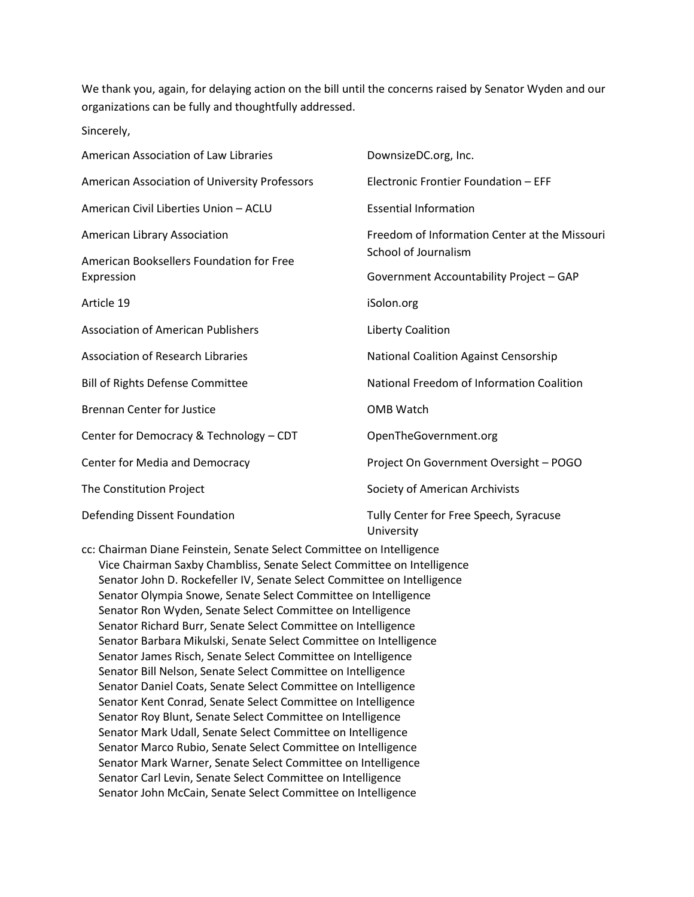We thank you, again, for delaying action on the bill until the concerns raised by Senator Wyden and our organizations can be fully and thoughtfully addressed.

Sincerely,

American Association of Law Libraries

American Association of University Professors

American Civil Liberties Union – ACLU

American Library Association

American Booksellers Foundation for Free Expression

Article 19

Association of American Publishers

Association of Research Libraries

Bill of Rights Defense Committee

Brennan Center for Justice

Center for Democracy & Technology – CDT

Center for Media and Democracy

The Constitution Project

Defending Dissent Foundation

DownsizeDC.org, Inc.

Electronic Frontier Foundation – EFF

Essential Information

Freedom of Information Center at the Missouri School of Journalism

Government Accountability Project – GAP

iSolon.org

Liberty Coalition

National Coalition Against Censorship

National Freedom of Information Coalition

OMB Watch

OpenTheGovernment.org

Project On Government Oversight – POGO

Society of American Archivists

Tully Center for Free Speech, Syracuse University

cc: Chairman Diane Feinstein, Senate Select Committee on Intelligence
Vice Chairman Saxby Chambliss, Senate Select Committee on Intelligence
Senator John D. Rockefeller IV, Senate Select Committee on Intelligence
Senator Olympia Snowe, Senate Select Committee on Intelligence
Senator Ron Wyden, Senate Select Committee on Intelligence
Senator Richard Burr, Senate Select Committee on Intelligence
Senator Barbara Mikulski, Senate Select Committee on Intelligence
Senator James Risch, Senate Select Committee on Intelligence
Senator Bill Nelson, Senate Select Committee on Intelligence
Senator Daniel Coats, Senate Select Committee on Intelligence
Senator Kent Conrad, Senate Select Committee on Intelligence
Senator Roy Blunt, Senate Select Committee on Intelligence
Senator Mark Udall, Senate Select Committee on Intelligence
Senator Marco Rubio, Senate Select Committee on Intelligence
Senator Mark Warner, Senate Select Committee on Intelligence
Senator Carl Levin, Senate Select Committee on Intelligence
Senator John McCain, Senate Select Committee on Intelligence